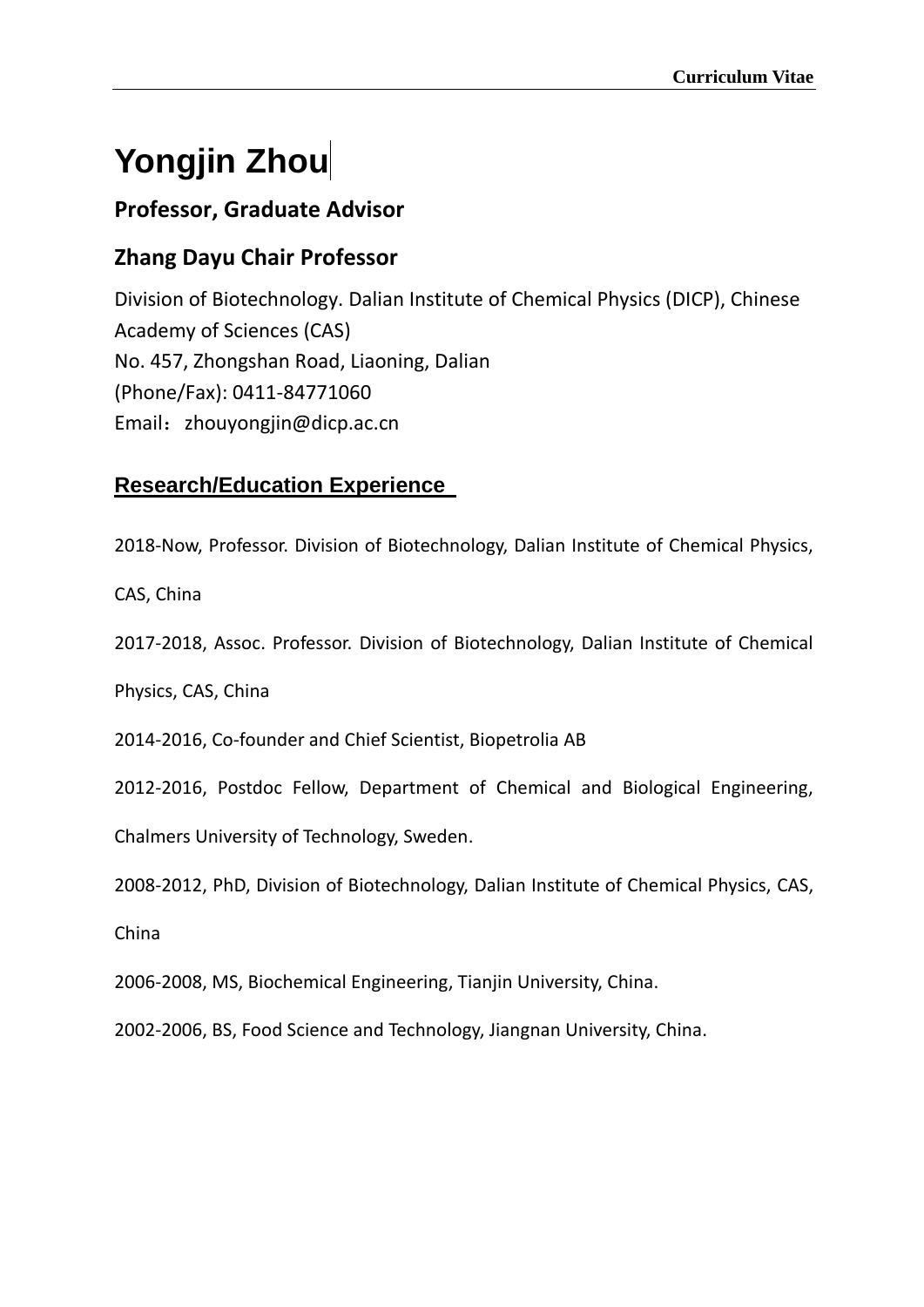# Yongjin Zhou

## Professor, Graduate Advisor

## Zhang Dayu Chair Professor

Division of Biotechnology. Dalian Institute of Chemical Physics (DICP), Chinese Academy of Sciences (CAS)
No. 457, Zhongshan Road, Liaoning, Dalian
(Phone/Fax): 0411-84771060
Email：zhouyongjin@dicp.ac.cn

## Research/Education Experience

2018-Now, Professor. Division of Biotechnology, Dalian Institute of Chemical Physics, CAS, China

2017-2018, Assoc. Professor. Division of Biotechnology, Dalian Institute of Chemical Physics, CAS, China

2014-2016, Co-founder and Chief Scientist, Biopetrolia AB

2012-2016, Postdoc Fellow, Department of Chemical and Biological Engineering, Chalmers University of Technology, Sweden.

2008-2012, PhD, Division of Biotechnology, Dalian Institute of Chemical Physics, CAS, China

2006-2008, MS, Biochemical Engineering, Tianjin University, China.

2002-2006, BS, Food Science and Technology, Jiangnan University, China.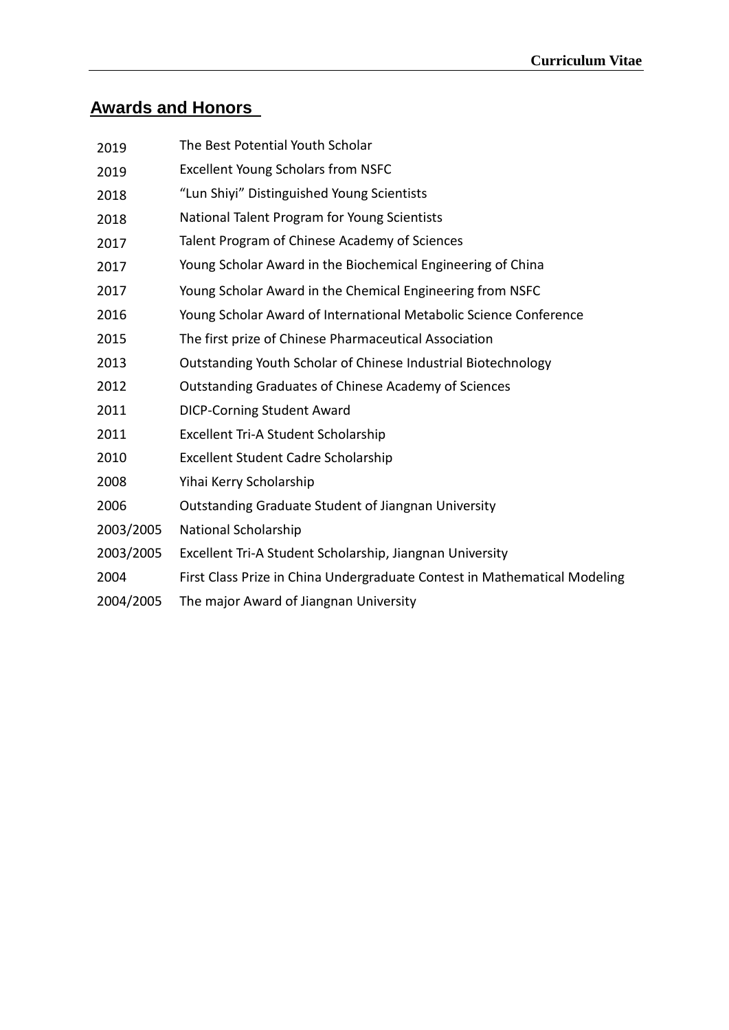## Awards and Honors

| | |
|---|---|
| 2019 | The Best Potential Youth Scholar |
| 2019 | Excellent Young Scholars from NSFC |
| 2018 | "Lun Shiyi" Distinguished Young Scientists |
| 2018 | National Talent Program for Young Scientists |
| 2017 | Talent Program of Chinese Academy of Sciences |
| 2017 | Young Scholar Award in the Biochemical Engineering of China |
| 2017 | Young Scholar Award in the Chemical Engineering from NSFC |
| 2016 | Young Scholar Award of International Metabolic Science Conference |
| 2015 | The first prize of Chinese Pharmaceutical Association |
| 2013 | Outstanding Youth Scholar of Chinese Industrial Biotechnology |
| 2012 | Outstanding Graduates of Chinese Academy of Sciences |
| 2011 | DICP-Corning Student Award |
| 2011 | Excellent Tri-A Student Scholarship |
| 2010 | Excellent Student Cadre Scholarship |
| 2008 | Yihai Kerry Scholarship |
| 2006 | Outstanding Graduate Student of Jiangnan University |
| 2003/2005 | National Scholarship |
| 2003/2005 | Excellent Tri-A Student Scholarship, Jiangnan University |
| 2004 | First Class Prize in China Undergraduate Contest in Mathematical Modeling |
| 2004/2005 | The major Award of Jiangnan University |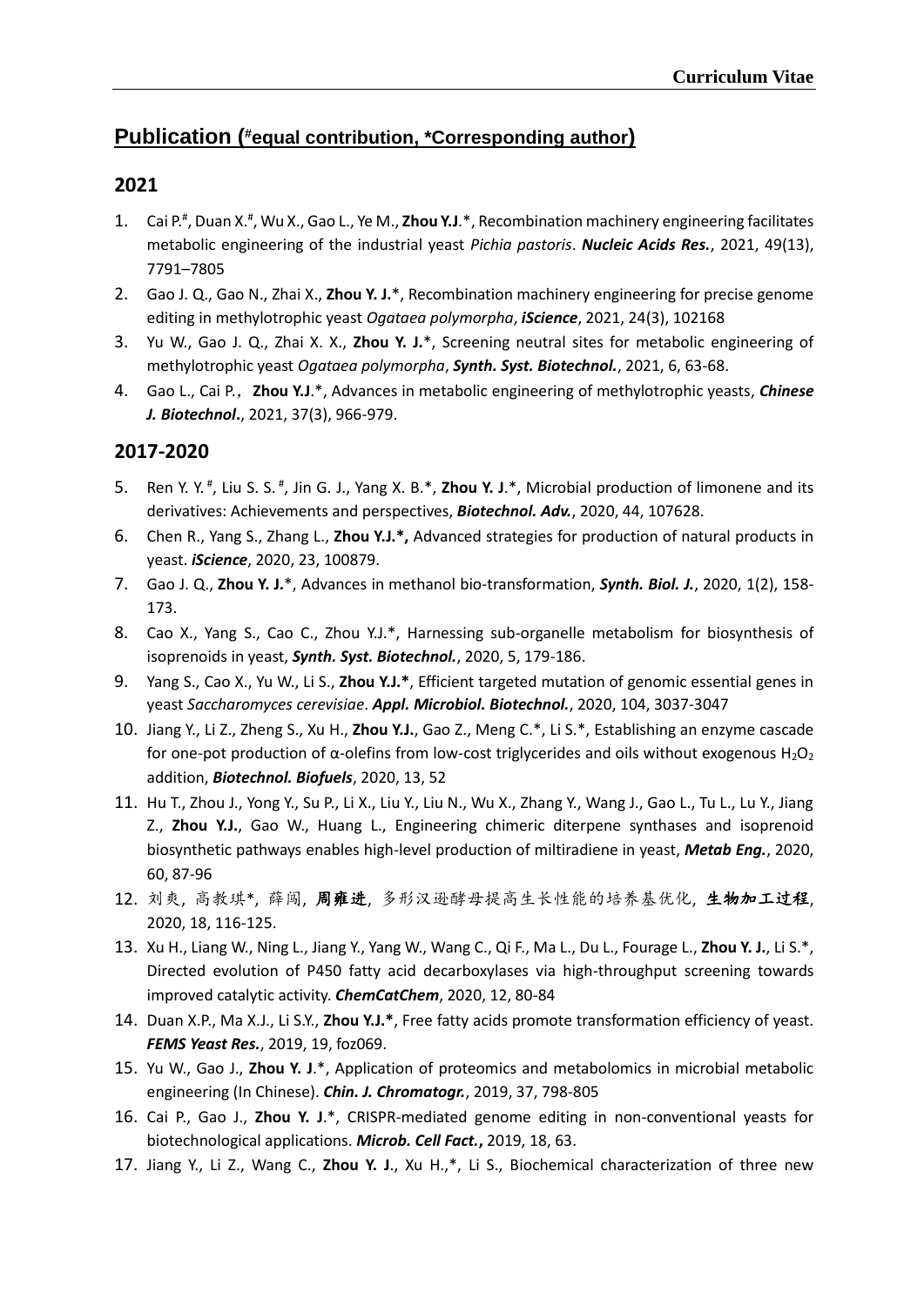## Publication (#equal contribution, *Corresponding author)

### 2021

1. Cai P.#, Duan X.#, Wu X., Gao L., Ye M., **Zhou Y.J**.*, Recombination machinery engineering facilitates metabolic engineering of the industrial yeast *Pichia pastoris*. ***Nucleic Acids Res.***, 2021, 49(13), 7791–7805
2. Gao J. Q., Gao N., Zhai X., **Zhou Y. J.***, Recombination machinery engineering for precise genome editing in methylotrophic yeast *Ogataea polymorpha*, ***iScience***, 2021, 24(3), 102168
3. Yu W., Gao J. Q., Zhai X. X., **Zhou Y. J.***, Screening neutral sites for metabolic engineering of methylotrophic yeast *Ogataea polymorpha*, ***Synth. Syst. Biotechnol.***, 2021, 6, 63-68.
4. Gao L., Cai P., **Zhou Y.J**.*, Advances in metabolic engineering of methylotrophic yeasts, ***Chinese J. Biotechnol*.**, 2021, 37(3), 966-979.

### 2017-2020

5. Ren Y. Y. #, Liu S. S. #, Jin G. J., Yang X. B.*, **Zhou Y. J**.*, Microbial production of limonene and its derivatives: Achievements and perspectives, ***Biotechnol. Adv.***, 2020, 44, 107628.
6. Chen R., Yang S., Zhang L., **Zhou Y.J.*,** Advanced strategies for production of natural products in yeast. ***iScience***, 2020, 23, 100879.
7. Gao J. Q., **Zhou Y. J.***, Advances in methanol bio-transformation, ***Synth. Biol. J.***, 2020, 1(2), 158-173.
8. Cao X., Yang S., Cao C., Zhou Y.J.*, Harnessing sub-organelle metabolism for biosynthesis of isoprenoids in yeast, ***Synth. Syst. Biotechnol.***, 2020, 5, 179-186.
9. Yang S., Cao X., Yu W., Li S., **Zhou Y.J.***, Efficient targeted mutation of genomic essential genes in yeast *Saccharomyces cerevisiae*. ***Appl. Microbiol. Biotechnol.***, 2020, 104, 3037-3047
10. Jiang Y., Li Z., Zheng S., Xu H., **Zhou Y.J.**, Gao Z., Meng C.*, Li S.*, Establishing an enzyme cascade for one-pot production of α-olefins from low-cost triglycerides and oils without exogenous $H_2O_2$ addition, ***Biotechnol. Biofuels***, 2020, 13, 52
11. Hu T., Zhou J., Yong Y., Su P., Li X., Liu Y., Liu N., Wu X., Zhang Y., Wang J., Gao L., Tu L., Lu Y., Jiang Z., **Zhou Y.J.**, Gao W., Huang L., Engineering chimeric diterpene synthases and isoprenoid biosynthetic pathways enables high-level production of miltiradiene in yeast, ***Metab Eng.***, 2020, 60, 87-96
12. 刘爽, 高教琪*, 薛闯, **周雍进**, 多形汉逊酵母提高生长性能的培养基优化, **生物加工过程**, 2020, 18, 116-125.
13. Xu H., Liang W., Ning L., Jiang Y., Yang W., Wang C., Qi F., Ma L., Du L., Fourage L., **Zhou Y. J.**, Li S.*, Directed evolution of P450 fatty acid decarboxylases via high-throughput screening towards improved catalytic activity. ***ChemCatChem***, 2020, 12, 80-84
14. Duan X.P., Ma X.J., Li S.Y., **Zhou Y.J.***, Free fatty acids promote transformation efficiency of yeast. ***FEMS Yeast Res.***, 2019, 19, foz069.
15. Yu W., Gao J., **Zhou Y. J**.*, Application of proteomics and metabolomics in microbial metabolic engineering (In Chinese). ***Chin. J. Chromatogr.***, 2019, 37, 798-805
16. Cai P., Gao J., **Zhou Y. J**.*, CRISPR-mediated genome editing in non-conventional yeasts for biotechnological applications. ***Microb. Cell Fact.*,** 2019, 18, 63.
17. Jiang Y., Li Z., Wang C., **Zhou Y. J**., Xu H.,*, Li S., Biochemical characterization of three new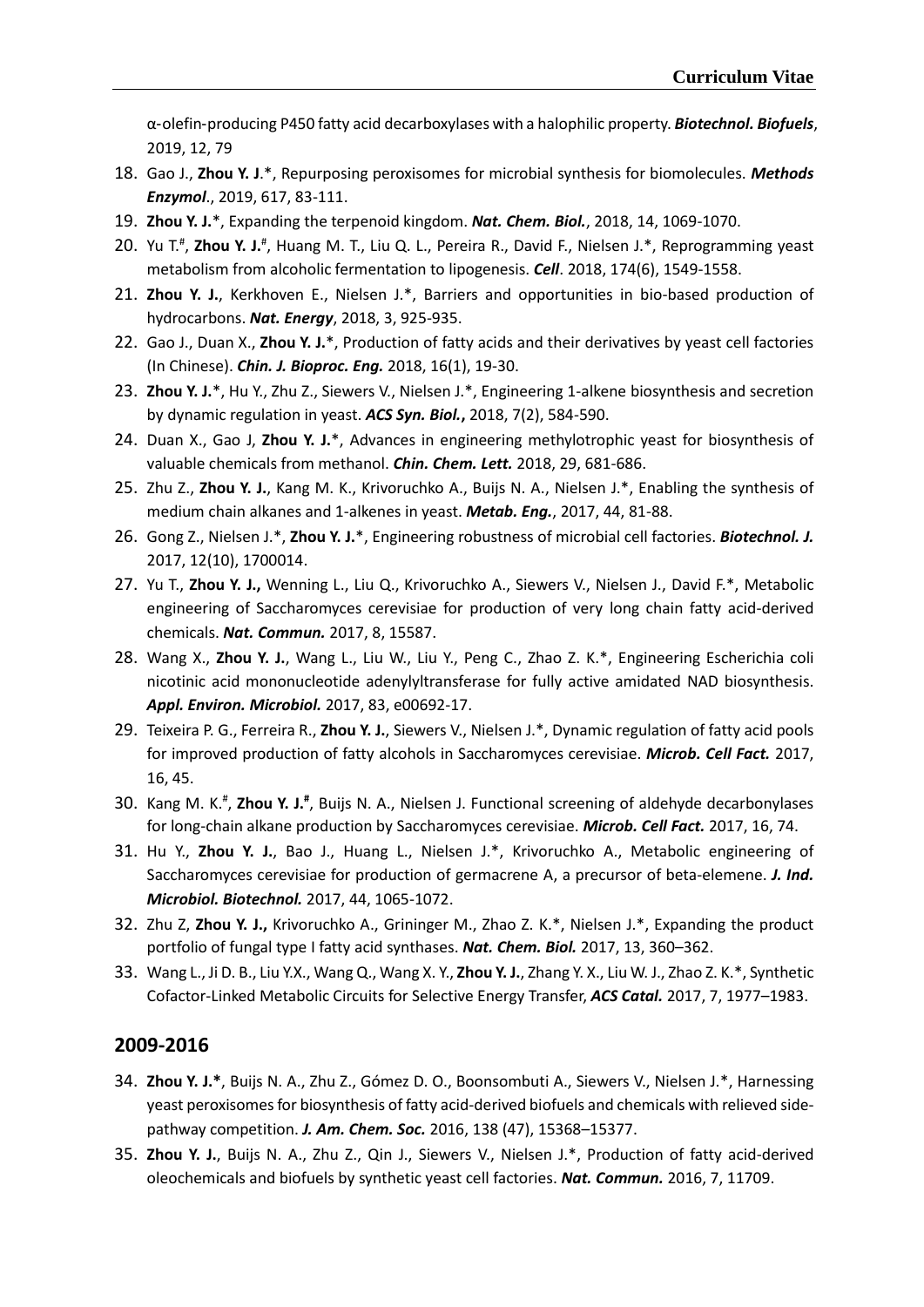α-olefin-producing P450 fatty acid decarboxylases with a halophilic property. ***Biotechnol. Biofuels***, 2019, 12, 79

18. Gao J., **Zhou Y. J**.*, Repurposing peroxisomes for microbial synthesis for biomolecules. ***Methods Enzymol***., 2019, 617, 83-111.
19. **Zhou Y. J.***, Expanding the terpenoid kingdom. ***Nat. Chem. Biol.***, 2018, 14, 1069-1070.
20. Yu T.[#], **Zhou Y. J.**[#], Huang M. T., Liu Q. L., Pereira R., David F., Nielsen J.*, Reprogramming yeast metabolism from alcoholic fermentation to lipogenesis. ***Cell***. 2018, 174(6), 1549-1558.
21. **Zhou Y. J.**, Kerkhoven E., Nielsen J.*, Barriers and opportunities in bio-based production of hydrocarbons. ***Nat. Energy***, 2018, 3, 925-935.
22. Gao J., Duan X., **Zhou Y. J.***, Production of fatty acids and their derivatives by yeast cell factories (In Chinese). ***Chin. J. Bioproc. Eng.*** 2018, 16(1), 19-30.
23. **Zhou Y. J.***, Hu Y., Zhu Z., Siewers V., Nielsen J.*, Engineering 1-alkene biosynthesis and secretion by dynamic regulation in yeast. ***ACS Syn. Biol.***, 2018, 7(2), 584-590.
24. Duan X., Gao J, **Zhou Y. J.***, Advances in engineering methylotrophic yeast for biosynthesis of valuable chemicals from methanol. ***Chin. Chem. Lett.*** 2018, 29, 681-686.
25. Zhu Z., **Zhou Y. J.**, Kang M. K., Krivoruchko A., Buijs N. A., Nielsen J.*, Enabling the synthesis of medium chain alkanes and 1-alkenes in yeast. ***Metab. Eng.***, 2017, 44, 81-88.
26. Gong Z., Nielsen J.*, **Zhou Y. J.***, Engineering robustness of microbial cell factories. ***Biotechnol. J.*** 2017, 12(10), 1700014.
27. Yu T., **Zhou Y. J.,** Wenning L., Liu Q., Krivoruchko A., Siewers V., Nielsen J., David F.*, Metabolic engineering of Saccharomyces cerevisiae for production of very long chain fatty acid-derived chemicals. ***Nat. Commun.*** 2017, 8, 15587.
28. Wang X., **Zhou Y. J.**, Wang L., Liu W., Liu Y., Peng C., Zhao Z. K.*, Engineering Escherichia coli nicotinic acid mononucleotide adenylyltransferase for fully active amidated NAD biosynthesis. ***Appl. Environ. Microbiol.*** 2017, 83, e00692-17.
29. Teixeira P. G., Ferreira R., **Zhou Y. J.**, Siewers V., Nielsen J.*, Dynamic regulation of fatty acid pools for improved production of fatty alcohols in Saccharomyces cerevisiae. ***Microb. Cell Fact.*** 2017, 16, 45.
30. Kang M. K.[#], **Zhou Y. J.[#]**, Buijs N. A., Nielsen J. Functional screening of aldehyde decarbonylases for long-chain alkane production by Saccharomyces cerevisiae. ***Microb. Cell Fact.*** 2017, 16, 74.
31. Hu Y., **Zhou Y. J.**, Bao J., Huang L., Nielsen J.*, Krivoruchko A., Metabolic engineering of Saccharomyces cerevisiae for production of germacrene A, a precursor of beta-elemene. ***J. Ind. Microbiol. Biotechnol.*** 2017, 44, 1065-1072.
32. Zhu Z, **Zhou Y. J.,** Krivoruchko A., Grininger M., Zhao Z. K.*, Nielsen J.*, Expanding the product portfolio of fungal type I fatty acid synthases. ***Nat. Chem. Biol.*** 2017, 13, 360–362.
33. Wang L., Ji D. B., Liu Y.X., Wang Q., Wang X. Y., **Zhou Y. J.**, Zhang Y. X., Liu W. J., Zhao Z. K.*, Synthetic Cofactor-Linked Metabolic Circuits for Selective Energy Transfer, ***ACS Catal.*** 2017, 7, 1977–1983.

## 2009-2016

34. **Zhou Y. J.***, Buijs N. A., Zhu Z., Gómez D. O., Boonsombuti A., Siewers V., Nielsen J.*, Harnessing yeast peroxisomes for biosynthesis of fatty acid-derived biofuels and chemicals with relieved side-pathway competition. ***J. Am. Chem. Soc.*** 2016, 138 (47), 15368–15377.
35. **Zhou Y. J.**, Buijs N. A., Zhu Z., Qin J., Siewers V., Nielsen J.*, Production of fatty acid-derived oleochemicals and biofuels by synthetic yeast cell factories. ***Nat. Commun.*** 2016, 7, 11709.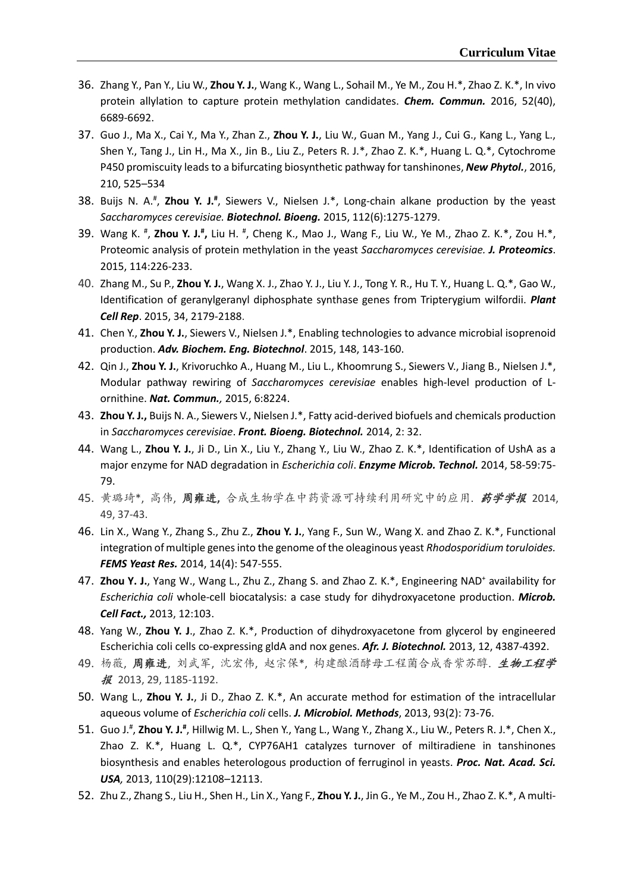36. Zhang Y., Pan Y., Liu W., **Zhou Y. J.**, Wang K., Wang L., Sohail M., Ye M., Zou H.*, Zhao Z. K.*, In vivo protein allylation to capture protein methylation candidates. ***Chem. Commun.*** 2016, 52(40), 6689-6692.
37. Guo J., Ma X., Cai Y., Ma Y., Zhan Z., **Zhou Y. J.**, Liu W., Guan M., Yang J., Cui G., Kang L., Yang L., Shen Y., Tang J., Lin H., Ma X., Jin B., Liu Z., Peters R. J.*, Zhao Z. K.*, Huang L. Q.*, Cytochrome P450 promiscuity leads to a bifurcating biosynthetic pathway for tanshinones, ***New Phytol.***, 2016, 210, 525–534
38. Buijs N. A.#, **Zhou Y. J.#**, Siewers V., Nielsen J.*, Long-chain alkane production by the yeast *Saccharomyces cerevisiae.* ***Biotechnol. Bioeng.*** 2015, 112(6):1275-1279.
39. Wang K. #, **Zhou Y. J.#,** Liu H. #, Cheng K., Mao J., Wang F., Liu W., Ye M., Zhao Z. K.*, Zou H.*, Proteomic analysis of protein methylation in the yeast *Saccharomyces cerevisiae.* ***J. Proteomics***. 2015, 114:226-233.
40. Zhang M., Su P., **Zhou Y. J.**, Wang X. J., Zhao Y. J., Liu Y. J., Tong Y. R., Hu T. Y., Huang L. Q.*, Gao W., Identification of geranylgeranyl diphosphate synthase genes from Tripterygium wilfordii. ***Plant Cell Rep***. 2015, 34, 2179-2188.
41. Chen Y., **Zhou Y. J.**, Siewers V., Nielsen J.*, Enabling technologies to advance microbial isoprenoid production. ***Adv. Biochem. Eng. Biotechnol***. 2015, 148, 143-160.
42. Qin J., **Zhou Y. J.**, Krivoruchko A., Huang M., Liu L., Khoomrung S., Siewers V., Jiang B., Nielsen J.*, Modular pathway rewiring of *Saccharomyces cerevisiae* enables high-level production of L-ornithine. ***Nat. Commun.,*** 2015, 6:8224.
43. **Zhou Y. J.,** Buijs N. A., Siewers V., Nielsen J.*, Fatty acid-derived biofuels and chemicals production in *Saccharomyces cerevisiae*. ***Front. Bioeng. Biotechnol.*** 2014, 2: 32.
44. Wang L., **Zhou Y. J.**, Ji D., Lin X., Liu Y., Zhang Y., Liu W., Zhao Z. K.*, Identification of UshA as a major enzyme for NAD degradation in *Escherichia coli*. ***Enzyme Microb. Technol.*** 2014, 58-59:75-79.
45. 黄璐琦*, 高伟, **周雍进**, 合成生物学在中药资源可持续利用研究中的应用. ***药学学报*** 2014, 49, 37-43.
46. Lin X., Wang Y., Zhang S., Zhu Z., **Zhou Y. J.**, Yang F., Sun W., Wang X. and Zhao Z. K.*, Functional integration of multiple genes into the genome of the oleaginous yeast *Rhodosporidium toruloides.* ***FEMS Yeast Res.*** 2014, 14(4): 547-555.
47. **Zhou Y. J.**, Yang W., Wang L., Zhu Z., Zhang S. and Zhao Z. K.*, Engineering $NAD^+$ availability for *Escherichia coli* whole-cell biocatalysis: a case study for dihydroxyacetone production. ***Microb. Cell Fact.,*** 2013, 12:103.
48. Yang W., **Zhou Y. J**., Zhao Z. K.*, Production of dihydroxyacetone from glycerol by engineered Escherichia coli cells co-expressing gldA and nox genes. ***Afr. J. Biotechnol.*** 2013, 12, 4387-4392.
49. 杨薇, **周雍进**, 刘武军, 沈宏伟, 赵宗保*, 构建酿酒酵母工程菌合成香紫苏醇. ***生物工程学报*** 2013, 29, 1185-1192.
50. Wang L., **Zhou Y. J.**, Ji D., Zhao Z. K.*, An accurate method for estimation of the intracellular aqueous volume of *Escherichia coli* cells. ***J. Microbiol. Methods***, 2013, 93(2): 73-76.
51. Guo J.#, **Zhou Y. J.#**, Hillwig M. L., Shen Y., Yang L., Wang Y., Zhang X., Liu W., Peters R. J.*, Chen X., Zhao Z. K.*, Huang L. Q.*, CYP76AH1 catalyzes turnover of miltiradiene in tanshinones biosynthesis and enables heterologous production of ferruginol in yeasts. ***Proc. Nat. Acad. Sci. USA,*** 2013, 110(29):12108–12113.
52. Zhu Z., Zhang S., Liu H., Shen H., Lin X., Yang F., **Zhou Y. J.**, Jin G., Ye M., Zou H., Zhao Z. K.*, A multi-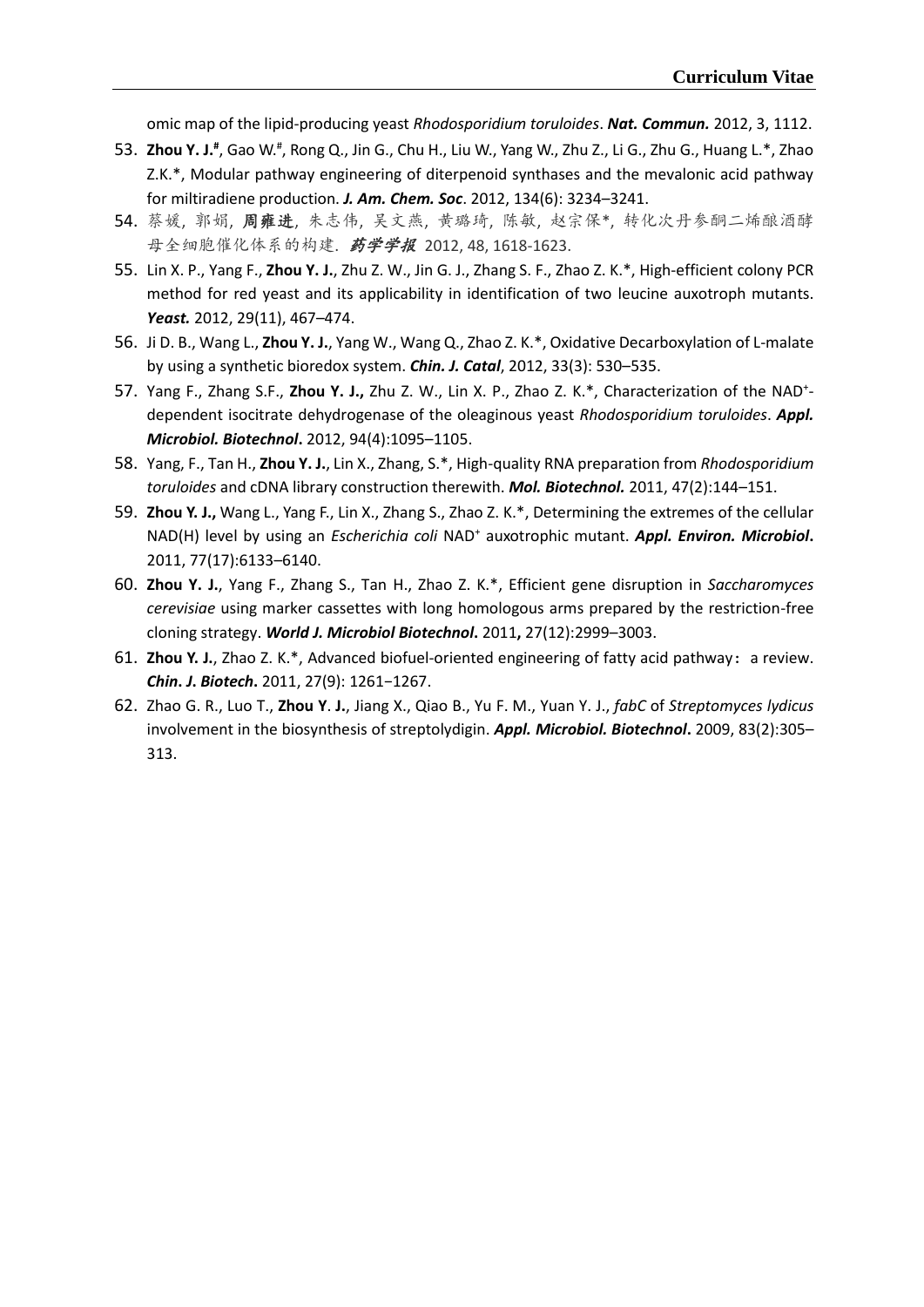omic map of the lipid-producing yeast *Rhodosporidium toruloides*. ***Nat. Commun.*** 2012, 3, 1112.

53. **Zhou Y. J.**[#], Gao W.[#], Rong Q., Jin G., Chu H., Liu W., Yang W., Zhu Z., Li G., Zhu G., Huang L.*, Zhao Z.K.*, Modular pathway engineering of diterpenoid synthases and the mevalonic acid pathway for miltiradiene production. ***J. Am. Chem. Soc***. 2012, 134(6): 3234–3241.
54. 蔡媛, 郭娟, **周雍进**, 朱志伟, 吴文燕, 黄璐琦, 陈敏, 赵宗保*, 转化次丹参酮二烯酿酒酵母全细胞催化体系的构建. ***药学学报*** 2012, 48, 1618-1623.
55. Lin X. P., Yang F., **Zhou Y. J.**, Zhu Z. W., Jin G. J., Zhang S. F., Zhao Z. K.*, High-efficient colony PCR method for red yeast and its applicability in identification of two leucine auxotroph mutants. ***Yeast.*** 2012, 29(11), 467–474.
56. Ji D. B., Wang L., **Zhou Y. J.**, Yang W., Wang Q., Zhao Z. K.*, Oxidative Decarboxylation of L-malate by using a synthetic bioredox system. ***Chin. J. Catal***, 2012, 33(3): 530–535.
57. Yang F., Zhang S.F., **Zhou Y. J.,** Zhu Z. W., Lin X. P., Zhao Z. K.*, Characterization of the $NAD^+$-dependent isocitrate dehydrogenase of the oleaginous yeast *Rhodosporidium toruloides*. ***Appl. Microbiol. Biotechnol*.** 2012, 94(4):1095–1105.
58. Yang, F., Tan H., **Zhou Y. J.**, Lin X., Zhang, S.*, High-quality RNA preparation from *Rhodosporidium toruloides* and cDNA library construction therewith. ***Mol. Biotechnol.*** 2011, 47(2):144–151.
59. **Zhou Y. J.,** Wang L., Yang F., Lin X., Zhang S., Zhao Z. K.*, Determining the extremes of the cellular NAD(H) level by using an *Escherichia coli* $NAD^+$ auxotrophic mutant. ***Appl. Environ. Microbiol*.** 2011, 77(17):6133–6140.
60. **Zhou Y. J.**, Yang F., Zhang S., Tan H., Zhao Z. K.*, Efficient gene disruption in *Saccharomyces cerevisiae* using marker cassettes with long homologous arms prepared by the restriction-free cloning strategy. ***World J. Microbiol Biotechnol*.** 2011**,** 27(12):2999–3003.
61. **Zhou Y. J.**, Zhao Z. K.*, Advanced biofuel-oriented engineering of fatty acid pathway：a review. ***Chin*. *J. Biotech***. 2011, 27(9): 1261−1267.
62. Zhao G. R., Luo T., **Zhou Y**. **J.**, Jiang X., Qiao B., Yu F. M., Yuan Y. J., *fabC* of *Streptomyces lydicus* involvement in the biosynthesis of streptolydigin. ***Appl. Microbiol. Biotechnol*.** 2009, 83(2):305–313.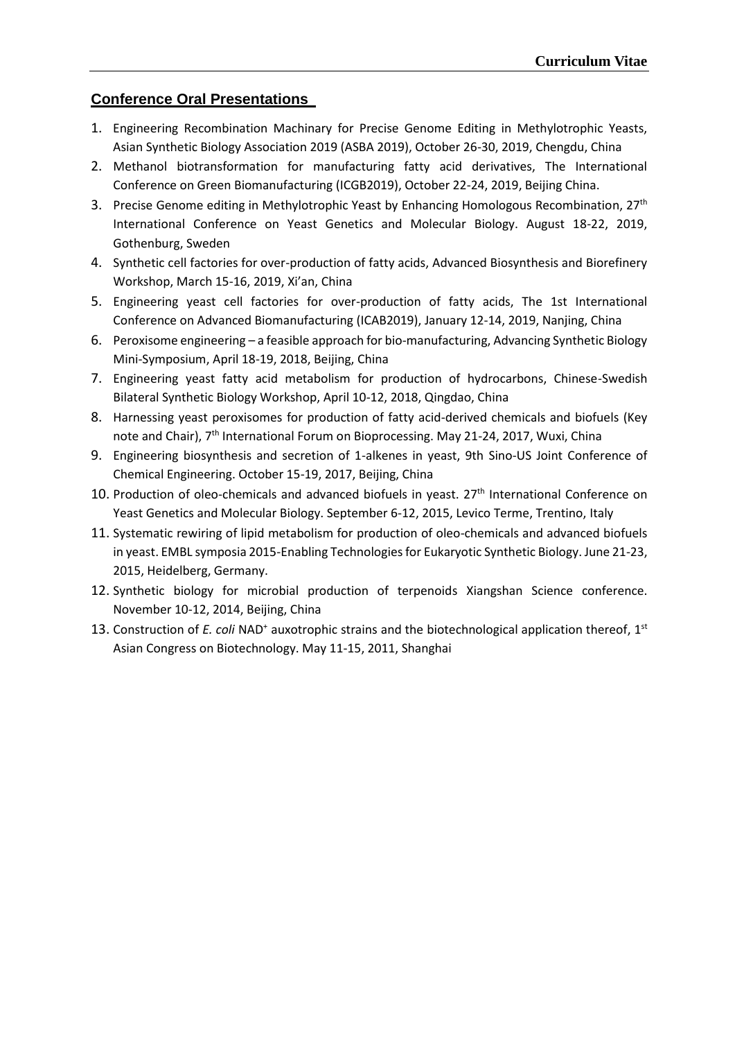## Conference Oral Presentations

1. Engineering Recombination Machinary for Precise Genome Editing in Methylotrophic Yeasts, Asian Synthetic Biology Association 2019 (ASBA 2019), October 26-30, 2019, Chengdu, China
2. Methanol biotransformation for manufacturing fatty acid derivatives, The International Conference on Green Biomanufacturing (ICGB2019), October 22-24, 2019, Beijing China.
3. Precise Genome editing in Methylotrophic Yeast by Enhancing Homologous Recombination, 27th International Conference on Yeast Genetics and Molecular Biology. August 18-22, 2019, Gothenburg, Sweden
4. Synthetic cell factories for over-production of fatty acids, Advanced Biosynthesis and Biorefinery Workshop, March 15-16, 2019, Xi'an, China
5. Engineering yeast cell factories for over-production of fatty acids, The 1st International Conference on Advanced Biomanufacturing (ICAB2019), January 12-14, 2019, Nanjing, China
6. Peroxisome engineering – a feasible approach for bio-manufacturing, Advancing Synthetic Biology Mini-Symposium, April 18-19, 2018, Beijing, China
7. Engineering yeast fatty acid metabolism for production of hydrocarbons, Chinese-Swedish Bilateral Synthetic Biology Workshop, April 10-12, 2018, Qingdao, China
8. Harnessing yeast peroxisomes for production of fatty acid-derived chemicals and biofuels (Key note and Chair), 7th International Forum on Bioprocessing. May 21-24, 2017, Wuxi, China
9. Engineering biosynthesis and secretion of 1-alkenes in yeast, 9th Sino-US Joint Conference of Chemical Engineering. October 15-19, 2017, Beijing, China
10. Production of oleo-chemicals and advanced biofuels in yeast. 27th International Conference on Yeast Genetics and Molecular Biology. September 6-12, 2015, Levico Terme, Trentino, Italy
11. Systematic rewiring of lipid metabolism for production of oleo-chemicals and advanced biofuels in yeast. EMBL symposia 2015-Enabling Technologies for Eukaryotic Synthetic Biology. June 21-23, 2015, Heidelberg, Germany.
12. Synthetic biology for microbial production of terpenoids Xiangshan Science conference. November 10-12, 2014, Beijing, China
13. Construction of *E. coli* $NAD^+$ auxotrophic strains and the biotechnological application thereof, 1st Asian Congress on Biotechnology. May 11-15, 2011, Shanghai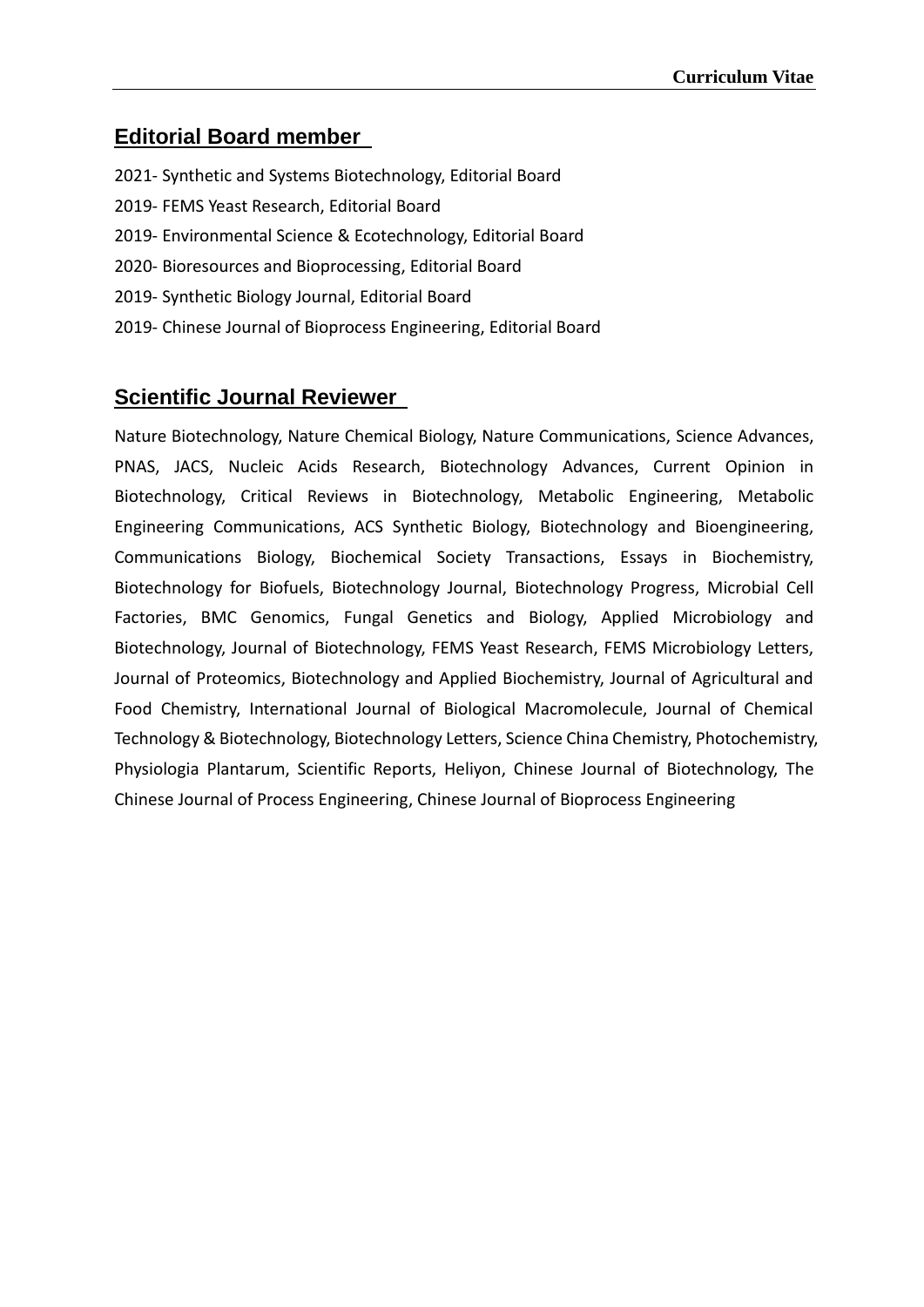## Editorial Board member

2021- Synthetic and Systems Biotechnology, Editorial Board

2019- FEMS Yeast Research, Editorial Board

2019- Environmental Science & Ecotechnology, Editorial Board

2020- Bioresources and Bioprocessing, Editorial Board

2019- Synthetic Biology Journal, Editorial Board

2019- Chinese Journal of Bioprocess Engineering, Editorial Board

## Scientific Journal Reviewer

Nature Biotechnology, Nature Chemical Biology, Nature Communications, Science Advances, PNAS, JACS, Nucleic Acids Research, Biotechnology Advances, Current Opinion in Biotechnology, Critical Reviews in Biotechnology, Metabolic Engineering, Metabolic Engineering Communications, ACS Synthetic Biology, Biotechnology and Bioengineering, Communications Biology, Biochemical Society Transactions, Essays in Biochemistry, Biotechnology for Biofuels, Biotechnology Journal, Biotechnology Progress, Microbial Cell Factories, BMC Genomics, Fungal Genetics and Biology, Applied Microbiology and Biotechnology, Journal of Biotechnology, FEMS Yeast Research, FEMS Microbiology Letters, Journal of Proteomics, Biotechnology and Applied Biochemistry, Journal of Agricultural and Food Chemistry, International Journal of Biological Macromolecule, Journal of Chemical Technology & Biotechnology, Biotechnology Letters, Science China Chemistry, Photochemistry, Physiologia Plantarum, Scientific Reports, Heliyon, Chinese Journal of Biotechnology, The Chinese Journal of Process Engineering, Chinese Journal of Bioprocess Engineering